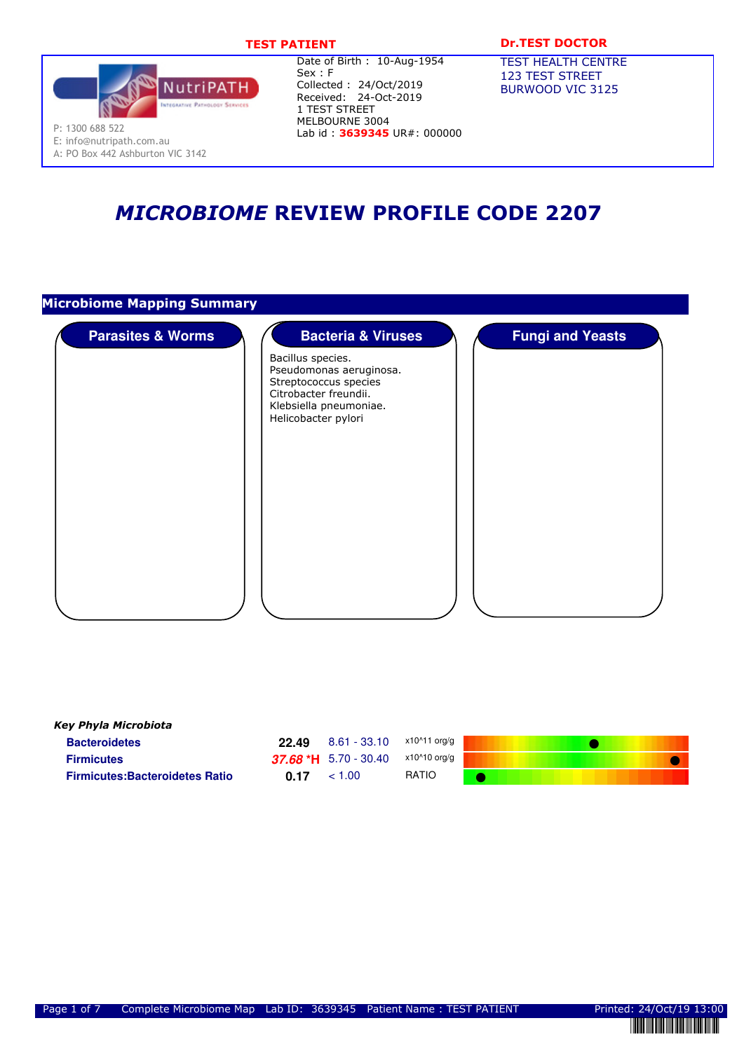**TEST PATIENT**

Date of Birth : 10-Aug-1954
Sex : F
Collected : 24/Oct/2019
Received: 24-Oct-2019
1 TEST STREET
MELBOURNE 3004
Lab id : **3639345** UR#: 000000

**Dr.TEST DOCTOR**

TEST HEALTH CENTRE
123 TEST STREET
BURWOOD VIC 3125

NutriPATH
Integrative Pathology Services

P: 1300 688 522
E: info@nutripath.com.au
A: PO Box 442 Ashburton VIC 3142

# *MICROBIOME* REVIEW PROFILE CODE 2207

## Microbiome Mapping Summary

### Parasites & Worms

### Bacteria & Viruses

Bacillus species.
Pseudomonas aeruginosa.
Streptococcus species
Citrobacter freundii.
Klebsiella pneumoniae.
Helicobacter pylori

### Fungi and Yeasts

***Key Phyla Microbiota***

| | | | |
|---|---|---|---|
| **Bacteroidetes** | **22.49** | 8.61 - 33.10 | x10^11 org/g |
| **Firmicutes** | ***37.68* *H** | 5.70 - 30.40 | x10^10 org/g |
| **Firmicutes:Bacteroidetes Ratio** | **0.17** | < 1.00 | RATIO |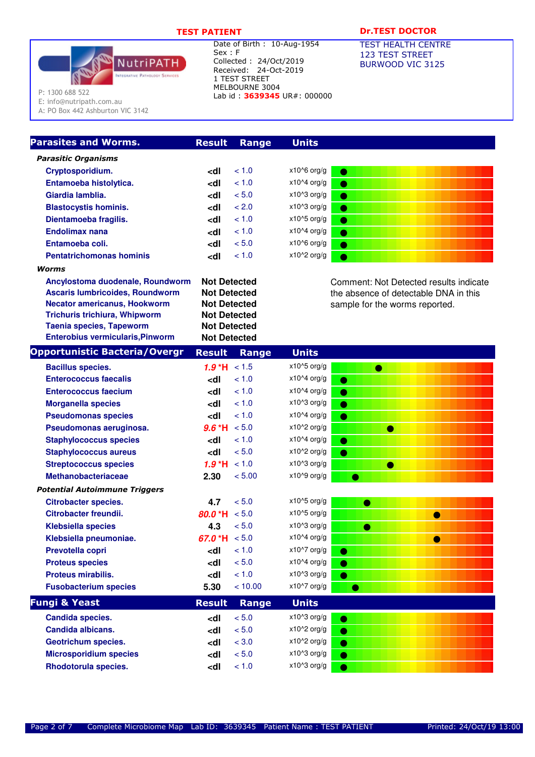**TEST PATIENT**

**Dr.TEST DOCTOR**

NutriPATH Integrative Pathology Services

P: 1300 688 522
E: info@nutripath.com.au
A: PO Box 442 Ashburton VIC 3142

Date of Birth : 10-Aug-1954
Sex : F
Collected : 24/Oct/2019
Received: 24-Oct-2019
1 TEST STREET
MELBOURNE 3004
Lab id : **3639345** UR#: 000000

TEST HEALTH CENTRE
123 TEST STREET
BURWOOD VIC 3125

## Parasites and Worms.

| | Result | Range | Units |
|---|---|---|---|
| ***Parasitic Organisms*** | | | |
| **Cryptosporidium.** | <dl | < 1.0 | x10^6 org/g |
| **Entamoeba histolytica.** | <dl | < 1.0 | x10^4 org/g |
| **Giardia lamblia.** | <dl | < 5.0 | x10^3 org/g |
| **Blastocystis hominis.** | <dl | < 2.0 | x10^3 org/g |
| **Dientamoeba fragilis.** | <dl | < 1.0 | x10^5 org/g |
| **Endolimax nana** | <dl | < 1.0 | x10^4 org/g |
| **Entamoeba coli.** | <dl | < 5.0 | x10^6 org/g |
| **Pentatrichomonas hominis** | <dl | < 1.0 | x10^2 org/g |
| ***Worms*** | | | |
| **Ancylostoma duodenale, Roundworm** | Not Detected | | |
| **Ascaris lumbricoides, Roundworm** | Not Detected | | |
| **Necator americanus, Hookworm** | Not Detected | | |
| **Trichuris trichiura, Whipworm** | Not Detected | | |
| **Taenia species, Tapeworm** | Not Detected | | |
| **Enterobius vermicularis,Pinworm** | Not Detected | | |

Comment: Not Detected results indicate the absence of detectable DNA in this sample for the worms reported.

## Opportunistic Bacteria/Overgr

| | Result | Range | Units |
|---|---|---|---|
| **Bacillus species.** | 1.9 *H | < 1.5 | x10^5 org/g |
| **Enterococcus faecalis** | <dl | < 1.0 | x10^4 org/g |
| **Enterococcus faecium** | <dl | < 1.0 | x10^4 org/g |
| **Morganella species** | <dl | < 1.0 | x10^3 org/g |
| **Pseudomonas species** | <dl | < 1.0 | x10^4 org/g |
| **Pseudomonas aeruginosa.** | 9.6 *H | < 5.0 | x10^2 org/g |
| **Staphylococcus species** | <dl | < 1.0 | x10^4 org/g |
| **Staphylococcus aureus** | <dl | < 5.0 | x10^2 org/g |
| **Streptococcus species** | 1.9 *H | < 1.0 | x10^3 org/g |
| **Methanobacteriaceae** | 2.30 | < 5.00 | x10^9 org/g |
| ***Potential Autoimmune Triggers*** | | | |
| **Citrobacter species.** | 4.7 | < 5.0 | x10^5 org/g |
| **Citrobacter freundii.** | 80.0 *H | < 5.0 | x10^5 org/g |
| **Klebsiella species** | 4.3 | < 5.0 | x10^3 org/g |
| **Klebsiella pneumoniae.** | 67.0 *H | < 5.0 | x10^4 org/g |
| **Prevotella copri** | <dl | < 1.0 | x10^7 org/g |
| **Proteus species** | <dl | < 5.0 | x10^4 org/g |
| **Proteus mirabilis.** | <dl | < 1.0 | x10^3 org/g |
| **Fusobacterium species** | 5.30 | < 10.00 | x10^7 org/g |

## Fungi & Yeast

| | Result | Range | Units |
|---|---|---|---|
| **Candida species.** | <dl | < 5.0 | x10^3 org/g |
| **Candida albicans.** | <dl | < 5.0 | x10^2 org/g |
| **Geotrichum species.** | <dl | < 3.0 | x10^2 org/g |
| **Microsporidium species** | <dl | < 5.0 | x10^3 org/g |
| **Rhodotorula species.** | <dl | < 1.0 | x10^3 org/g |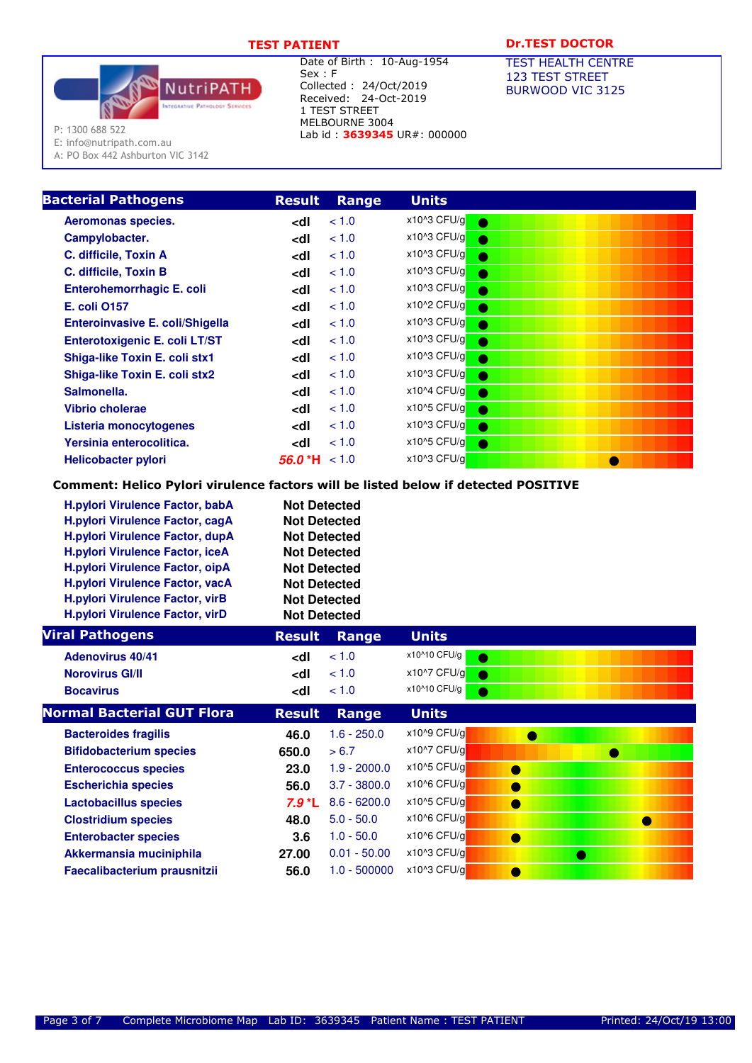**TEST PATIENT**

**Dr.TEST DOCTOR**

NutriPATH
Integrative Pathology Services

P: 1300 688 522
E: info@nutripath.com.au
A: PO Box 442 Ashburton VIC 3142

Date of Birth : 10-Aug-1954
Sex : F
Collected : 24/Oct/2019
Received: 24-Oct-2019
1 TEST STREET
MELBOURNE 3004
Lab id : **3639345** UR#: 000000

TEST HEALTH CENTRE
123 TEST STREET
BURWOOD VIC 3125

| Bacterial Pathogens | Result | Range | Units |
|---|---|---|---|
| Aeromonas species. | <dl | < 1.0 | x10^3 CFU/g |
| Campylobacter. | <dl | < 1.0 | x10^3 CFU/g |
| C. difficile, Toxin A | <dl | < 1.0 | x10^3 CFU/g |
| C. difficile, Toxin B | <dl | < 1.0 | x10^3 CFU/g |
| Enterohemorrhagic E. coli | <dl | < 1.0 | x10^3 CFU/g |
| E. coli O157 | <dl | < 1.0 | x10^2 CFU/g |
| Enteroinvasive E. coli/Shigella | <dl | < 1.0 | x10^3 CFU/g |
| Enterotoxigenic E. coli LT/ST | <dl | < 1.0 | x10^3 CFU/g |
| Shiga-like Toxin E. coli stx1 | <dl | < 1.0 | x10^3 CFU/g |
| Shiga-like Toxin E. coli stx2 | <dl | < 1.0 | x10^3 CFU/g |
| Salmonella. | <dl | < 1.0 | x10^4 CFU/g |
| Vibrio cholerae | <dl | < 1.0 | x10^5 CFU/g |
| Listeria monocytogenes | <dl | < 1.0 | x10^3 CFU/g |
| Yersinia enterocolitica. | <dl | < 1.0 | x10^5 CFU/g |
| Helicobacter pylori | *56.0 \*H* | < 1.0 | x10^3 CFU/g |

**Comment: Helico Pylori virulence factors will be listed below if detected POSITIVE**

| | |
|---|---|
| H.pylori Virulence Factor, babA | Not Detected |
| H.pylori Virulence Factor, cagA | Not Detected |
| H.pylori Virulence Factor, dupA | Not Detected |
| H.pylori Virulence Factor, iceA | Not Detected |
| H.pylori Virulence Factor, oipA | Not Detected |
| H.pylori Virulence Factor, vacA | Not Detected |
| H.pylori Virulence Factor, virB | Not Detected |
| H.pylori Virulence Factor, virD | Not Detected |

| Viral Pathogens | Result | Range | Units |
|---|---|---|---|
| Adenovirus 40/41 | <dl | < 1.0 | x10^10 CFU/g |
| Norovirus GI/II | <dl | < 1.0 | x10^7 CFU/g |
| Bocavirus | <dl | < 1.0 | x10^10 CFU/g |

| Normal Bacterial GUT Flora | Result | Range | Units |
|---|---|---|---|
| Bacteroides fragilis | 46.0 | 1.6 - 250.0 | x10^9 CFU/g |
| Bifidobacterium species | 650.0 | > 6.7 | x10^7 CFU/g |
| Enterococcus species | 23.0 | 1.9 - 2000.0 | x10^5 CFU/g |
| Escherichia species | 56.0 | 3.7 - 3800.0 | x10^6 CFU/g |
| Lactobacillus species | *7.9 \*L* | 8.6 - 6200.0 | x10^5 CFU/g |
| Clostridium species | 48.0 | 5.0 - 50.0 | x10^6 CFU/g |
| Enterobacter species | 3.6 | 1.0 - 50.0 | x10^6 CFU/g |
| Akkermansia muciniphila | 27.00 | 0.01 - 50.00 | x10^3 CFU/g |
| Faecalibacterium prausnitzii | 56.0 | 1.0 - 500000 | x10^3 CFU/g |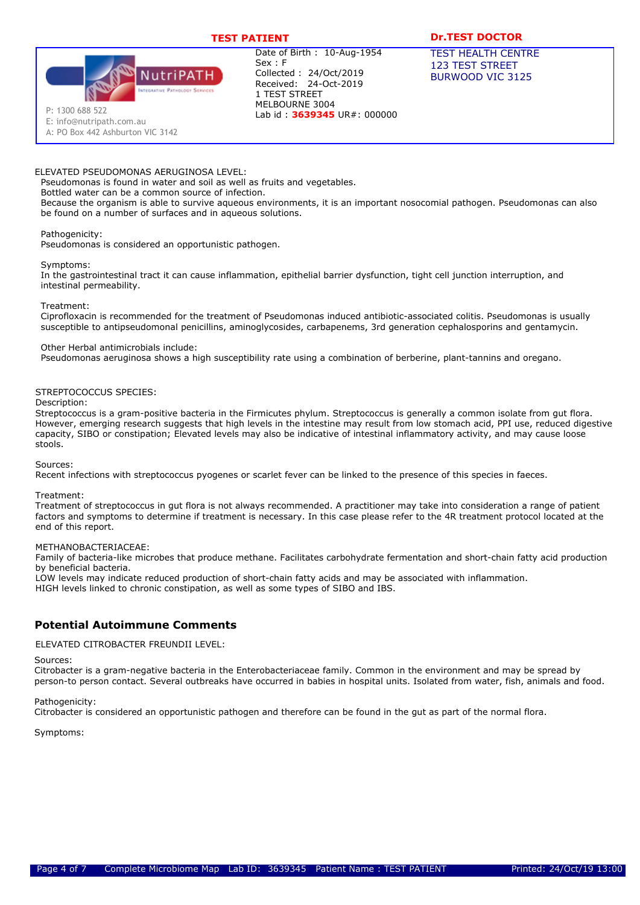ELEVATED PSEUDOMONAS AERUGINOSA LEVEL:

Pseudomonas is found in water and soil as well as fruits and vegetables.
Bottled water can be a common source of infection.
Because the organism is able to survive aqueous environments, it is an important nosocomial pathogen. Pseudomonas can also be found on a number of surfaces and in aqueous solutions.

Pathogenicity:
Pseudomonas is considered an opportunistic pathogen.

Symptoms:
In the gastrointestinal tract it can cause inflammation, epithelial barrier dysfunction, tight cell junction interruption, and intestinal permeability.

Treatment:
Ciprofloxacin is recommended for the treatment of Pseudomonas induced antibiotic-associated colitis. Pseudomonas is usually susceptible to antipseudomonal penicillins, aminoglycosides, carbapenems, 3rd generation cephalosporins and gentamycin.

Other Herbal antimicrobials include:
Pseudomonas aeruginosa shows a high susceptibility rate using a combination of berberine, plant-tannins and oregano.

STREPTOCOCCUS SPECIES:

Description:
Streptococcus is a gram-positive bacteria in the Firmicutes phylum. Streptococcus is generally a common isolate from gut flora. However, emerging research suggests that high levels in the intestine may result from low stomach acid, PPI use, reduced digestive capacity, SIBO or constipation; Elevated levels may also be indicative of intestinal inflammatory activity, and may cause loose stools.

Sources:
Recent infections with streptococcus pyogenes or scarlet fever can be linked to the presence of this species in faeces.

Treatment:
Treatment of streptococcus in gut flora is not always recommended. A practitioner may take into consideration a range of patient factors and symptoms to determine if treatment is necessary. In this case please refer to the 4R treatment protocol located at the end of this report.

METHANOBACTERIACEAE:
Family of bacteria-like microbes that produce methane. Facilitates carbohydrate fermentation and short-chain fatty acid production by beneficial bacteria.
LOW levels may indicate reduced production of short-chain fatty acids and may be associated with inflammation.
HIGH levels linked to chronic constipation, as well as some types of SIBO and IBS.

## Potential Autoimmune Comments

ELEVATED CITROBACTER FREUNDII LEVEL:

Sources:
Citrobacter is a gram-negative bacteria in the Enterobacteriaceae family. Common in the environment and may be spread by person-to person contact. Several outbreaks have occurred in babies in hospital units. Isolated from water, fish, animals and food.

Pathogenicity:
Citrobacter is considered an opportunistic pathogen and therefore can be found in the gut as part of the normal flora.

Symptoms: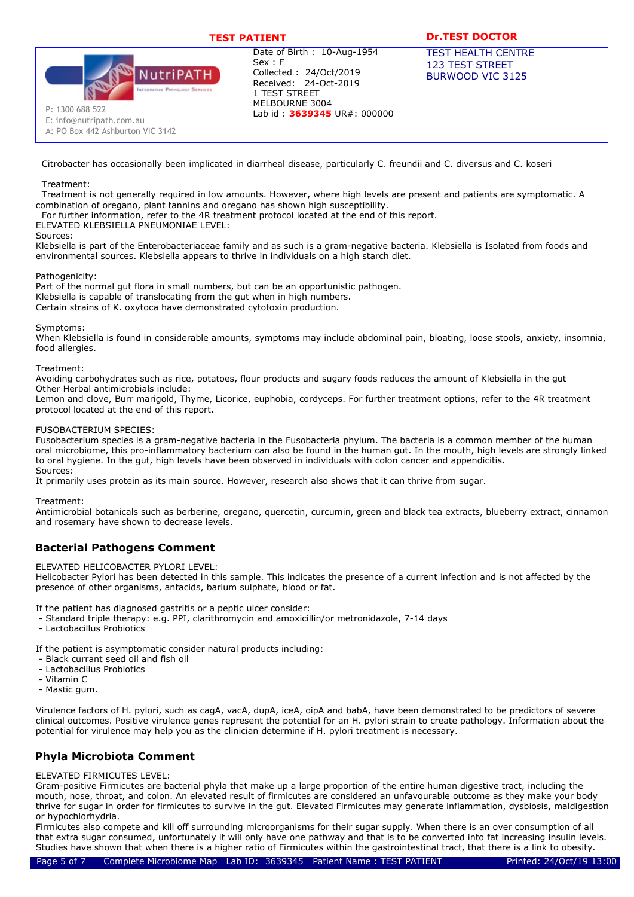Citrobacter has occasionally been implicated in diarrheal disease, particularly C. freundii and C. diversus and C. koseri

Treatment:
Treatment is not generally required in low amounts. However, where high levels are present and patients are symptomatic. A combination of oregano, plant tannins and oregano has shown high susceptibility.
For further information, refer to the 4R treatment protocol located at the end of this report.

ELEVATED KLEBSIELLA PNEUMONIAE LEVEL:

Sources:
Klebsiella is part of the Enterobacteriaceae family and as such is a gram-negative bacteria. Klebsiella is Isolated from foods and environmental sources. Klebsiella appears to thrive in individuals on a high starch diet.

Pathogenicity:
Part of the normal gut flora in small numbers, but can be an opportunistic pathogen.
Klebsiella is capable of translocating from the gut when in high numbers.
Certain strains of K. oxytoca have demonstrated cytotoxin production.

Symptoms:
When Klebsiella is found in considerable amounts, symptoms may include abdominal pain, bloating, loose stools, anxiety, insomnia, food allergies.

Treatment:
Avoiding carbohydrates such as rice, potatoes, flour products and sugary foods reduces the amount of Klebsiella in the gut
Other Herbal antimicrobials include:
Lemon and clove, Burr marigold, Thyme, Licorice, euphobia, cordyceps. For further treatment options, refer to the 4R treatment protocol located at the end of this report.

FUSOBACTERIUM SPECIES:
Fusobacterium species is a gram-negative bacteria in the Fusobacteria phylum. The bacteria is a common member of the human oral microbiome, this pro-inflammatory bacterium can also be found in the human gut. In the mouth, high levels are strongly linked to oral hygiene. In the gut, high levels have been observed in individuals with colon cancer and appendicitis.
Sources:
It primarily uses protein as its main source. However, research also shows that it can thrive from sugar.

Treatment:
Antimicrobial botanicals such as berberine, oregano, quercetin, curcumin, green and black tea extracts, blueberry extract, cinnamon and rosemary have shown to decrease levels.

## Bacterial Pathogens Comment

ELEVATED HELICOBACTER PYLORI LEVEL:
Helicobacter Pylori has been detected in this sample. This indicates the presence of a current infection and is not affected by the presence of other organisms, antacids, barium sulphate, blood or fat.

If the patient has diagnosed gastritis or a peptic ulcer consider:
- Standard triple therapy: e.g. PPI, clarithromycin and amoxicillin/or metronidazole, 7-14 days
- Lactobacillus Probiotics

If the patient is asymptomatic consider natural products including:
- Black currant seed oil and fish oil
- Lactobacillus Probiotics
- Vitamin C
- Mastic gum.

Virulence factors of H. pylori, such as cagA, vacA, dupA, iceA, oipA and babA, have been demonstrated to be predictors of severe clinical outcomes. Positive virulence genes represent the potential for an H. pylori strain to create pathology. Information about the potential for virulence may help you as the clinician determine if H. pylori treatment is necessary.

## Phyla Microbiota Comment

ELEVATED FIRMICUTES LEVEL:
Gram-positive Firmicutes are bacterial phyla that make up a large proportion of the entire human digestive tract, including the mouth, nose, throat, and colon. An elevated result of firmicutes are considered an unfavourable outcome as they make your body thrive for sugar in order for Firmicutes to survive in the gut. Elevated Firmicutes may generate inflammation, dysbiosis, maldigestion or hypochlorhydria.
Firmicutes also compete and kill off surrounding microorganisms for their sugar supply. When there is an over consumption of all that extra sugar consumed, unfortunately it will only have one pathway and that is to be converted into fat increasing insulin levels. Studies have shown that when there is a higher ratio of Firmicutes within the gastrointestinal tract, that there is a link to obesity.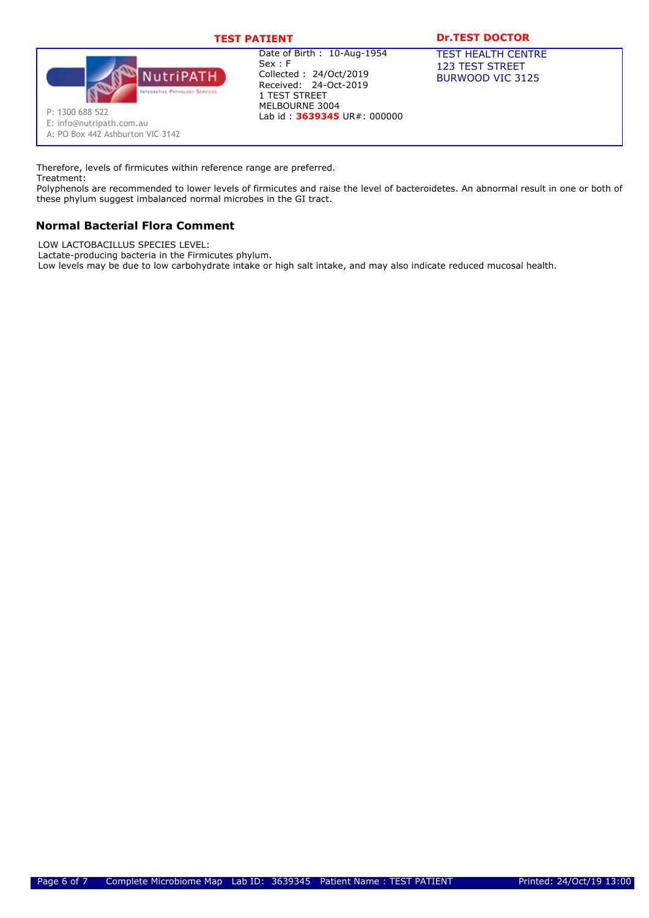Therefore, levels of firmicutes within reference range are preferred.
Treatment:
Polyphenols are recommended to lower levels of firmicutes and raise the level of bacteroidetes. An abnormal result in one or both of these phylum suggest imbalanced normal microbes in the GI tract.

## Normal Bacterial Flora Comment

LOW LACTOBACILLUS SPECIES LEVEL:
Lactate-producing bacteria in the Firmicutes phylum.
Low levels may be due to low carbohydrate intake or high salt intake, and may also indicate reduced mucosal health.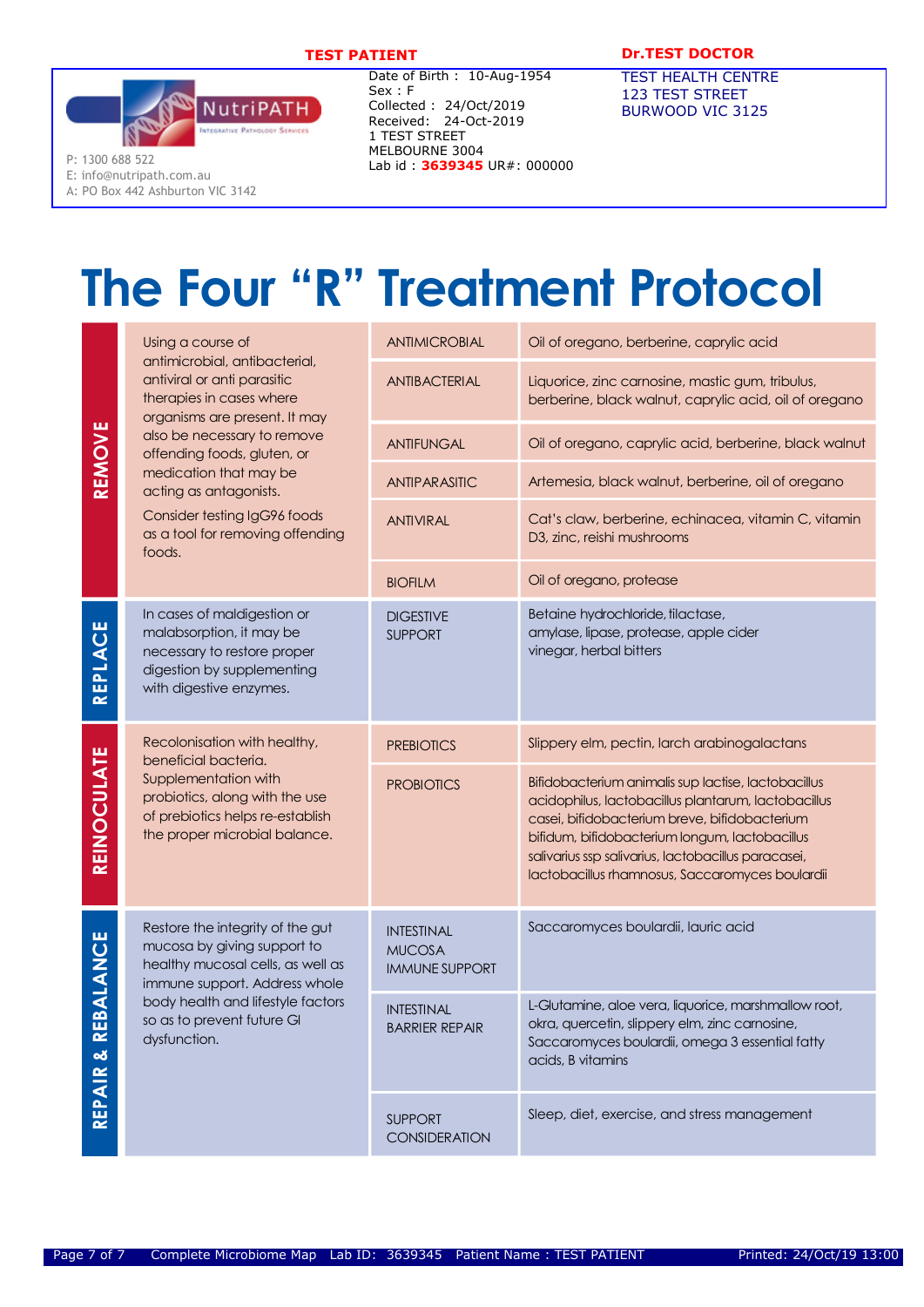TEST PATIENT

Dr.TEST DOCTOR

NutriPATH Integrative Pathology Services

P: 1300 688 522
E: info@nutripath.com.au
A: PO Box 442 Ashburton VIC 3142

Date of Birth : 10-Aug-1954
Sex : F
Collected : 24/Oct/2019
Received: 24-Oct-2019
1 TEST STREET
MELBOURNE 3004
Lab id : 3639345 UR#: 000000

TEST HEALTH CENTRE
123 TEST STREET
BURWOOD VIC 3125

# The Four "R" Treatment Protocol

| | | | |
|---|---|---|---|
| REMOVE | Using a course of antimicrobial, antibacterial, antiviral or anti parasitic therapies in cases where organisms are present. It may also be necessary to remove offending foods, gluten, or medication that may be acting as antagonists. Consider testing IgG96 foods as a tool for removing offending foods. | ANTIMICROBIAL | Oil of oregano, berberine, caprylic acid |
| | | ANTIBACTERIAL | Liquorice, zinc carnosine, mastic gum, tribulus, berberine, black walnut, caprylic acid, oil of oregano |
| | | ANTIFUNGAL | Oil of oregano, caprylic acid, berberine, black walnut |
| | | ANTIPARASITIC | Artemesia, black walnut, berberine, oil of oregano |
| | | ANTIVIRAL | Cat's claw, berberine, echinacea, vitamin C, vitamin D3, zinc, reishi mushrooms |
| | | BIOFILM | Oil of oregano, protease |
| REPLACE | In cases of maldigestion or malabsorption, it may be necessary to restore proper digestion by supplementing with digestive enzymes. | DIGESTIVE SUPPORT | Betaine hydrochloride, tilactase, amylase, lipase, protease, apple cider vinegar, herbal bitters |
| REINOCULATE | Recolonisation with healthy, beneficial bacteria. Supplementation with probiotics, along with the use of prebiotics helps re-establish the proper microbial balance. | PREBIOTICS | Slippery elm, pectin, larch arabinogalactans |
| | | PROBIOTICS | Bifidobacterium animalis sup lactise, lactobacillus acidophilus, lactobacillus plantarum, lactobacillus casei, bifidobacterium breve, bifidobacterium bifidum, bifidobacterium longum, lactobacillus salivarius ssp salivarius, lactobacillus paracasei, lactobacillus rhamnosus, Saccaromyces boulardii |
| REPAIR & REBALANCE | Restore the integrity of the gut mucosa by giving support to healthy mucosal cells, as well as immune support. Address whole body health and lifestyle factors so as to prevent future GI dysfunction. | INTESTINAL MUCOSA IMMUNE SUPPORT | Saccaromyces boulardii, lauric acid |
| | | INTESTINAL BARRIER REPAIR | L-Glutamine, aloe vera, liquorice, marshmallow root, okra, quercetin, slippery elm, zinc carnosine, Saccaromyces boulardii, omega 3 essential fatty acids, B vitamins |
| | | SUPPORT CONSIDERATION | Sleep, diet, exercise, and stress management |